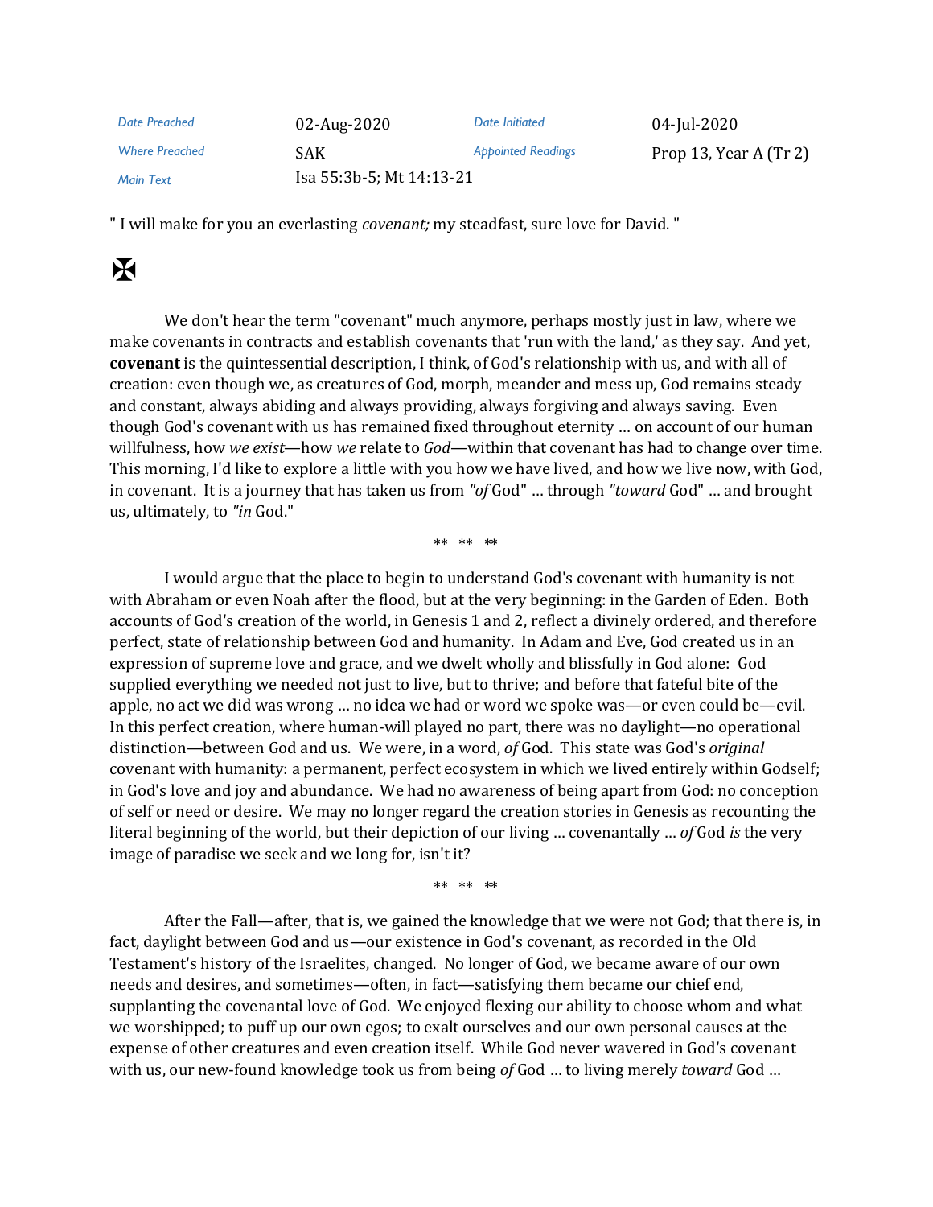| Date Preached | 02-Aug-2020 | Date Initiated | 04-Jul-2020 |
|---|---|---|---|
| Where Preached | SAK | Appointed Readings | Prop 13, Year A (Tr 2) |
| Main Text | Isa 55:3b-5; Mt 14:13-21 | | |

" I will make for you an everlasting *covenant;* my steadfast, sure love for David. "

✠

We don't hear the term "covenant" much anymore, perhaps mostly just in law, where we make covenants in contracts and establish covenants that 'run with the land,' as they say. And yet, **covenant** is the quintessential description, I think, of God's relationship with us, and with all of creation: even though we, as creatures of God, morph, meander and mess up, God remains steady and constant, always abiding and always providing, always forgiving and always saving. Even though God's covenant with us has remained fixed throughout eternity … on account of our human willfulness, how *we exist*—how *we* relate to *God*—within that covenant has had to change over time. This morning, I'd like to explore a little with you how we have lived, and how we live now, with God, in covenant. It is a journey that has taken us from *"of* God" … through *"toward* God" … and brought us, ultimately, to *"in* God."

** ** **

I would argue that the place to begin to understand God's covenant with humanity is not with Abraham or even Noah after the flood, but at the very beginning: in the Garden of Eden. Both accounts of God's creation of the world, in Genesis 1 and 2, reflect a divinely ordered, and therefore perfect, state of relationship between God and humanity. In Adam and Eve, God created us in an expression of supreme love and grace, and we dwelt wholly and blissfully in God alone: God supplied everything we needed not just to live, but to thrive; and before that fateful bite of the apple, no act we did was wrong … no idea we had or word we spoke was—or even could be—evil. In this perfect creation, where human-will played no part, there was no daylight—no operational distinction—between God and us. We were, in a word, *of* God. This state was God's *original* covenant with humanity: a permanent, perfect ecosystem in which we lived entirely within Godself; in God's love and joy and abundance. We had no awareness of being apart from God: no conception of self or need or desire. We may no longer regard the creation stories in Genesis as recounting the literal beginning of the world, but their depiction of our living … covenantally … *of* God *is* the very image of paradise we seek and we long for, isn't it?

** ** **

After the Fall—after, that is, we gained the knowledge that we were not God; that there is, in fact, daylight between God and us—our existence in God's covenant, as recorded in the Old Testament's history of the Israelites, changed. No longer of God, we became aware of our own needs and desires, and sometimes—often, in fact—satisfying them became our chief end, supplanting the covenantal love of God. We enjoyed flexing our ability to choose whom and what we worshipped; to puff up our own egos; to exalt ourselves and our own personal causes at the expense of other creatures and even creation itself. While God never wavered in God's covenant with us, our new-found knowledge took us from being *of* God … to living merely *toward* God …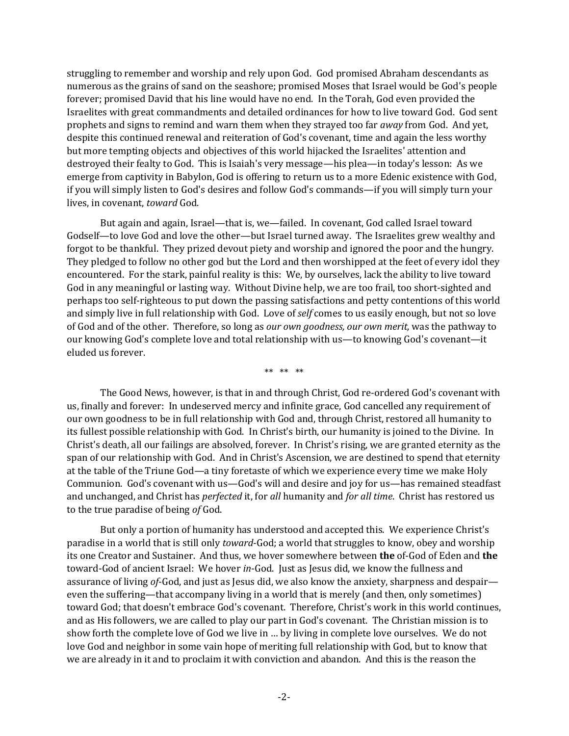struggling to remember and worship and rely upon God. God promised Abraham descendants as numerous as the grains of sand on the seashore; promised Moses that Israel would be God's people forever; promised David that his line would have no end. In the Torah, God even provided the Israelites with great commandments and detailed ordinances for how to live toward God. God sent prophets and signs to remind and warn them when they strayed too far *away* from God. And yet, despite this continued renewal and reiteration of God's covenant, time and again the less worthy but more tempting objects and objectives of this world hijacked the Israelites' attention and destroyed their fealty to God. This is Isaiah's very message—his plea—in today's lesson: As we emerge from captivity in Babylon, God is offering to return us to a more Edenic existence with God, if you will simply listen to God's desires and follow God's commands—if you will simply turn your lives, in covenant, *toward* God.

But again and again, Israel—that is, we—failed. In covenant, God called Israel toward Godself—to love God and love the other—but Israel turned away. The Israelites grew wealthy and forgot to be thankful. They prized devout piety and worship and ignored the poor and the hungry. They pledged to follow no other god but the Lord and then worshipped at the feet of every idol they encountered. For the stark, painful reality is this: We, by ourselves, lack the ability to live toward God in any meaningful or lasting way. Without Divine help, we are too frail, too short-sighted and perhaps too self-righteous to put down the passing satisfactions and petty contentions of this world and simply live in full relationship with God. Love of *self* comes to us easily enough, but not so love of God and of the other. Therefore, so long as *our own goodness, our own merit,* was the pathway to our knowing God's complete love and total relationship with us—to knowing God's covenant—it eluded us forever.

** ** **

The Good News, however, is that in and through Christ, God re-ordered God's covenant with us, finally and forever: In undeserved mercy and infinite grace, God cancelled any requirement of our own goodness to be in full relationship with God and, through Christ, restored all humanity to its fullest possible relationship with God. In Christ's birth, our humanity is joined to the Divine. In Christ's death, all our failings are absolved, forever. In Christ's rising, we are granted eternity as the span of our relationship with God. And in Christ's Ascension, we are destined to spend that eternity at the table of the Triune God—a tiny foretaste of which we experience every time we make Holy Communion. God's covenant with us—God's will and desire and joy for us—has remained steadfast and unchanged, and Christ has *perfected* it, for *all* humanity and *for all time*. Christ has restored us to the true paradise of being *of* God.

But only a portion of humanity has understood and accepted this. We experience Christ's paradise in a world that is still only *toward*-God; a world that struggles to know, obey and worship its one Creator and Sustainer. And thus, we hover somewhere between **the** of-God of Eden and **the** toward-God of ancient Israel: We hover *in*-God. Just as Jesus did, we know the fullness and assurance of living *of*-God, and just as Jesus did, we also know the anxiety, sharpness and despair—even the suffering—that accompany living in a world that is merely (and then, only sometimes) toward God; that doesn't embrace God's covenant. Therefore, Christ's work in this world continues, and as His followers, we are called to play our part in God's covenant. The Christian mission is to show forth the complete love of God we live in … by living in complete love ourselves. We do not love God and neighbor in some vain hope of meriting full relationship with God, but to know that we are already in it and to proclaim it with conviction and abandon. And this is the reason the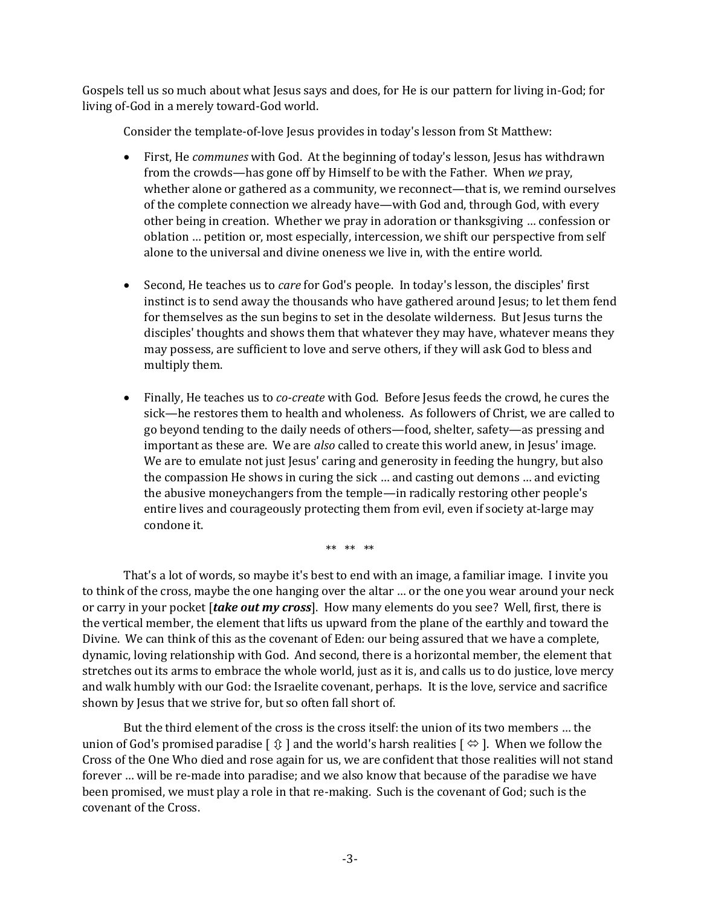Gospels tell us so much about what Jesus says and does, for He is our pattern for living in-God; for living of-God in a merely toward-God world.

Consider the template-of-love Jesus provides in today's lesson from St Matthew:

- First, He *communes* with God. At the beginning of today's lesson, Jesus has withdrawn from the crowds—has gone off by Himself to be with the Father. When *we* pray, whether alone or gathered as a community, we reconnect—that is, we remind ourselves of the complete connection we already have—with God and, through God, with every other being in creation. Whether we pray in adoration or thanksgiving … confession or oblation … petition or, most especially, intercession, we shift our perspective from self alone to the universal and divine oneness we live in, with the entire world.

- Second, He teaches us to *care* for God's people. In today's lesson, the disciples' first instinct is to send away the thousands who have gathered around Jesus; to let them fend for themselves as the sun begins to set in the desolate wilderness. But Jesus turns the disciples' thoughts and shows them that whatever they may have, whatever means they may possess, are sufficient to love and serve others, if they will ask God to bless and multiply them.

- Finally, He teaches us to *co-create* with God. Before Jesus feeds the crowd, he cures the sick—he restores them to health and wholeness. As followers of Christ, we are called to go beyond tending to the daily needs of others—food, shelter, safety—as pressing and important as these are. We are *also* called to create this world anew, in Jesus' image. We are to emulate not just Jesus' caring and generosity in feeding the hungry, but also the compassion He shows in curing the sick … and casting out demons … and evicting the abusive moneychangers from the temple—in radically restoring other people's entire lives and courageously protecting them from evil, even if society at-large may condone it.

\*\*   \*\*   \*\*

That's a lot of words, so maybe it's best to end with an image, a familiar image. I invite you to think of the cross, maybe the one hanging over the altar … or the one you wear around your neck or carry in your pocket [***take out my cross***]. How many elements do you see? Well, first, there is the vertical member, the element that lifts us upward from the plane of the earthly and toward the Divine. We can think of this as the covenant of Eden: our being assured that we have a complete, dynamic, loving relationship with God. And second, there is a horizontal member, the element that stretches out its arms to embrace the whole world, just as it is, and calls us to do justice, love mercy and walk humbly with our God: the Israelite covenant, perhaps. It is the love, service and sacrifice shown by Jesus that we strive for, but so often fall short of.

But the third element of the cross is the cross itself: the union of its two members … the union of God's promised paradise [ ⇳ ] and the world's harsh realities [ ⇔ ]. When we follow the Cross of the One Who died and rose again for us, we are confident that those realities will not stand forever … will be re-made into paradise; and we also know that because of the paradise we have been promised, we must play a role in that re-making. Such is the covenant of God; such is the covenant of the Cross.